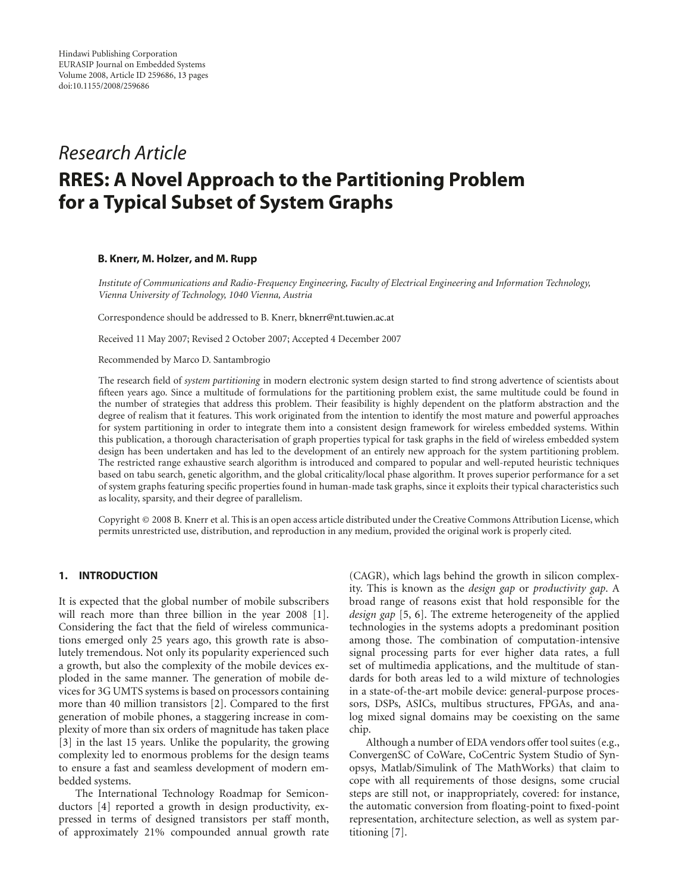Hindawi Publishing Corporation
EURASIP Journal on Embedded Systems
Volume 2008, Article ID 259686, 13 pages
doi:10.1155/2008/259686

*Research Article*

# RRES: A Novel Approach to the Partitioning Problem for a Typical Subset of System Graphs

**B. Knerr, M. Holzer, and M. Rupp**

*Institute of Communications and Radio-Frequency Engineering, Faculty of Electrical Engineering and Information Technology, Vienna University of Technology, 1040 Vienna, Austria*

Correspondence should be addressed to B. Knerr, bknerr@nt.tuwien.ac.at

Received 11 May 2007; Revised 2 October 2007; Accepted 4 December 2007

Recommended by Marco D. Santambrogio

The research field of *system partitioning* in modern electronic system design started to find strong advertence of scientists about fifteen years ago. Since a multitude of formulations for the partitioning problem exist, the same multitude could be found in the number of strategies that address this problem. Their feasibility is highly dependent on the platform abstraction and the degree of realism that it features. This work originated from the intention to identify the most mature and powerful approaches for system partitioning in order to integrate them into a consistent design framework for wireless embedded systems. Within this publication, a thorough characterisation of graph properties typical for task graphs in the field of wireless embedded system design has been undertaken and has led to the development of an entirely new approach for the system partitioning problem. The restricted range exhaustive search algorithm is introduced and compared to popular and well-reputed heuristic techniques based on tabu search, genetic algorithm, and the global criticality/local phase algorithm. It proves superior performance for a set of system graphs featuring specific properties found in human-made task graphs, since it exploits their typical characteristics such as locality, sparsity, and their degree of parallelism.

Copyright © 2008 B. Knerr et al. This is an open access article distributed under the Creative Commons Attribution License, which permits unrestricted use, distribution, and reproduction in any medium, provided the original work is properly cited.

## 1. INTRODUCTION

It is expected that the global number of mobile subscribers will reach more than three billion in the year 2008 [1]. Considering the fact that the field of wireless communications emerged only 25 years ago, this growth rate is absolutely tremendous. Not only its popularity experienced such a growth, but also the complexity of the mobile devices exploded in the same manner. The generation of mobile devices for 3G UMTS systems is based on processors containing more than 40 million transistors [2]. Compared to the first generation of mobile phones, a staggering increase in complexity of more than six orders of magnitude has taken place [3] in the last 15 years. Unlike the popularity, the growing complexity led to enormous problems for the design teams to ensure a fast and seamless development of modern embedded systems.

The International Technology Roadmap for Semiconductors [4] reported a growth in design productivity, expressed in terms of designed transistors per staff month, of approximately 21% compounded annual growth rate (CAGR), which lags behind the growth in silicon complexity. This is known as the *design gap* or *productivity gap*. A broad range of reasons exist that hold responsible for the *design gap* [5, 6]. The extreme heterogeneity of the applied technologies in the systems adopts a predominant position among those. The combination of computation-intensive signal processing parts for ever higher data rates, a full set of multimedia applications, and the multitude of standards for both areas led to a wild mixture of technologies in a state-of-the-art mobile device: general-purpose processors, DSPs, ASICs, multibus structures, FPGAs, and analog mixed signal domains may be coexisting on the same chip.

Although a number of EDA vendors offer tool suites (e.g., ConvergenSC of CoWare, CoCentric System Studio of Synopsys, Matlab/Simulink of The MathWorks) that claim to cope with all requirements of those designs, some crucial steps are still not, or inappropriately, covered: for instance, the automatic conversion from floating-point to fixed-point representation, architecture selection, as well as system partitioning [7].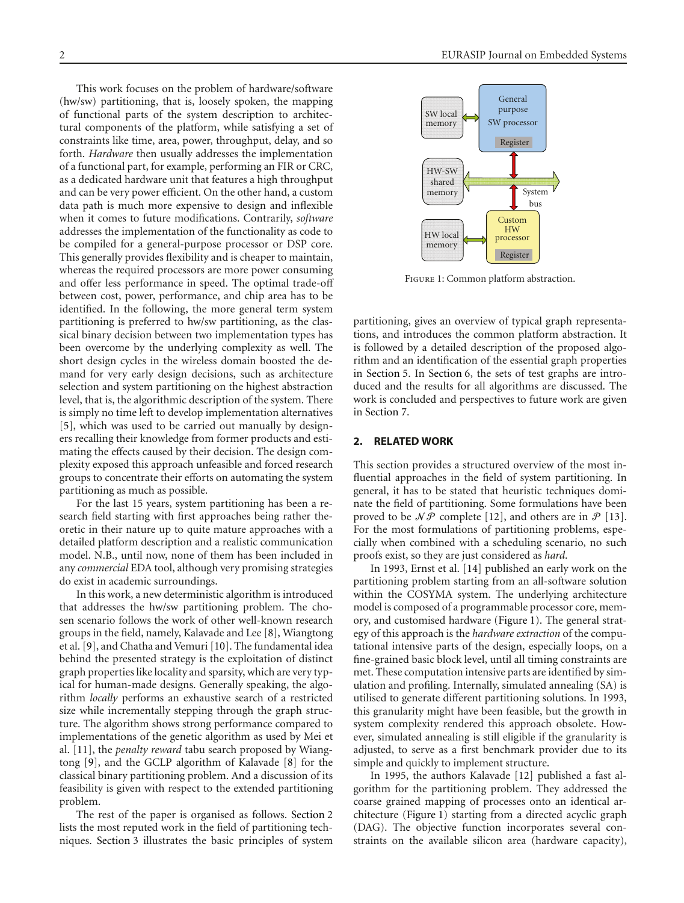This work focuses on the problem of hardware/software (hw/sw) partitioning, that is, loosely spoken, the mapping of functional parts of the system description to architectural components of the platform, while satisfying a set of constraints like time, area, power, throughput, delay, and so forth. *Hardware* then usually addresses the implementation of a functional part, for example, performing an FIR or CRC, as a dedicated hardware unit that features a high throughput and can be very power efficient. On the other hand, a custom data path is much more expensive to design and inflexible when it comes to future modifications. Contrarily, *software* addresses the implementation of the functionality as code to be compiled for a general-purpose processor or DSP core. This generally provides flexibility and is cheaper to maintain, whereas the required processors are more power consuming and offer less performance in speed. The optimal trade-off between cost, power, performance, and chip area has to be identified. In the following, the more general term system partitioning is preferred to hw/sw partitioning, as the classical binary decision between two implementation types has been overcome by the underlying complexity as well. The short design cycles in the wireless domain boosted the demand for very early design decisions, such as architecture selection and system partitioning on the highest abstraction level, that is, the algorithmic description of the system. There is simply no time left to develop implementation alternatives [5], which was used to be carried out manually by designers recalling their knowledge from former products and estimating the effects caused by their decision. The design complexity exposed this approach unfeasible and forced research groups to concentrate their efforts on automating the system partitioning as much as possible.

For the last 15 years, system partitioning has been a research field starting with first approaches being rather theoretic in their nature up to quite mature approaches with a detailed platform description and a realistic communication model. N.B., until now, none of them has been included in any *commercial* EDA tool, although very promising strategies do exist in academic surroundings.

In this work, a new deterministic algorithm is introduced that addresses the hw/sw partitioning problem. The chosen scenario follows the work of other well-known research groups in the field, namely, Kalavade and Lee [8], Wiangtong et al. [9], and Chatha and Vemuri [10]. The fundamental idea behind the presented strategy is the exploitation of distinct graph properties like locality and sparsity, which are very typical for human-made designs. Generally speaking, the algorithm *locally* performs an exhaustive search of a restricted size while incrementally stepping through the graph structure. The algorithm shows strong performance compared to implementations of the genetic algorithm as used by Mei et al. [11], the *penalty reward* tabu search proposed by Wiangtong [9], and the GCLP algorithm of Kalavade [8] for the classical binary partitioning problem. And a discussion of its feasibility is given with respect to the extended partitioning problem.

The rest of the paper is organised as follows. Section 2 lists the most reputed work in the field of partitioning techniques. Section 3 illustrates the basic principles of system partitioning, gives an overview of typical graph representations, and introduces the common platform abstraction. It is followed by a detailed description of the proposed algorithm and an identification of the essential graph properties in Section 5. In Section 6, the sets of test graphs are introduced and the results for all algorithms are discussed. The work is concluded and perspectives to future work are given in Section 7.

SW local memory

General purpose SW processor

Register

HW-SW shared memory

System bus

HW local memory

Custom HW processor

Register

Figure 1: Common platform abstraction.

## 2. RELATED WORK

This section provides a structured overview of the most influential approaches in the field of system partitioning. In general, it has to be stated that heuristic techniques dominate the field of partitioning. Some formulations have been proved to be $\mathcal{NP}$ complete [12], and others are in $\mathcal{P}$ [13]. For the most formulations of partitioning problems, especially when combined with a scheduling scenario, no such proofs exist, so they are just considered as *hard*.

In 1993, Ernst et al. [14] published an early work on the partitioning problem starting from an all-software solution within the COSYMA system. The underlying architecture model is composed of a programmable processor core, memory, and customised hardware (Figure 1). The general strategy of this approach is the *hardware extraction* of the computational intensive parts of the design, especially loops, on a fine-grained basic block level, until all timing constraints are met. These computation intensive parts are identified by simulation and profiling. Internally, simulated annealing (SA) is utilised to generate different partitioning solutions. In 1993, this granularity might have been feasible, but the growth in system complexity rendered this approach obsolete. However, simulated annealing is still eligible if the granularity is adjusted, to serve as a first benchmark provider due to its simple and quickly to implement structure.

In 1995, the authors Kalavade [12] published a fast algorithm for the partitioning problem. They addressed the coarse grained mapping of processes onto an identical architecture (Figure 1) starting from a directed acyclic graph (DAG). The objective function incorporates several constraints on the available silicon area (hardware capacity),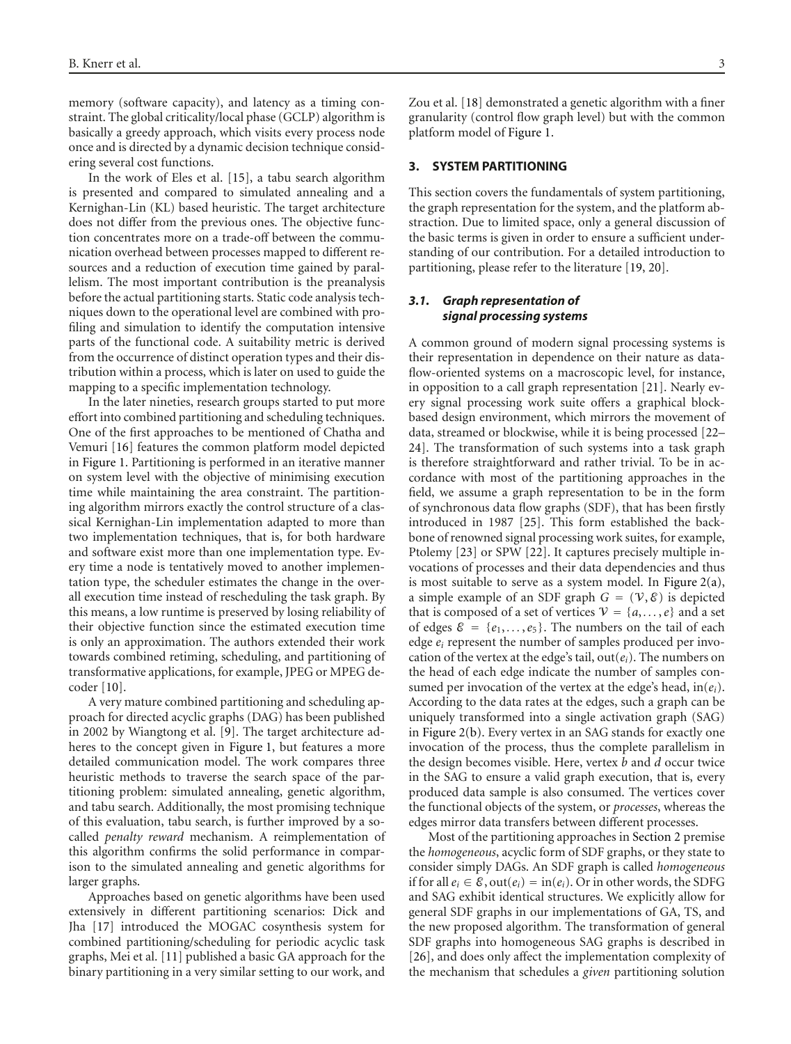memory (software capacity), and latency as a timing constraint. The global criticality/local phase (GCLP) algorithm is basically a greedy approach, which visits every process node once and is directed by a dynamic decision technique considering several cost functions.

In the work of Eles et al. [15], a tabu search algorithm is presented and compared to simulated annealing and a Kernighan-Lin (KL) based heuristic. The target architecture does not differ from the previous ones. The objective function concentrates more on a trade-off between the communication overhead between processes mapped to different resources and a reduction of execution time gained by parallelism. The most important contribution is the preanalysis before the actual partitioning starts. Static code analysis techniques down to the operational level are combined with profiling and simulation to identify the computation intensive parts of the functional code. A suitability metric is derived from the occurrence of distinct operation types and their distribution within a process, which is later on used to guide the mapping to a specific implementation technology.

In the later nineties, research groups started to put more effort into combined partitioning and scheduling techniques. One of the first approaches to be mentioned of Chatha and Vemuri [16] features the common platform model depicted in Figure 1. Partitioning is performed in an iterative manner on system level with the objective of minimising execution time while maintaining the area constraint. The partitioning algorithm mirrors exactly the control structure of a classical Kernighan-Lin implementation adapted to more than two implementation techniques, that is, for both hardware and software exist more than one implementation type. Every time a node is tentatively moved to another implementation type, the scheduler estimates the change in the overall execution time instead of rescheduling the task graph. By this means, a low runtime is preserved by losing reliability of their objective function since the estimated execution time is only an approximation. The authors extended their work towards combined retiming, scheduling, and partitioning of transformative applications, for example, JPEG or MPEG decoder [10].

A very mature combined partitioning and scheduling approach for directed acyclic graphs (DAG) has been published in 2002 by Wiangtong et al. [9]. The target architecture adheres to the concept given in Figure 1, but features a more detailed communication model. The work compares three heuristic methods to traverse the search space of the partitioning problem: simulated annealing, genetic algorithm, and tabu search. Additionally, the most promising technique of this evaluation, tabu search, is further improved by a so-called *penalty reward* mechanism. A reimplementation of this algorithm confirms the solid performance in comparison to the simulated annealing and genetic algorithms for larger graphs.

Approaches based on genetic algorithms have been used extensively in different partitioning scenarios: Dick and Jha [17] introduced the MOGAC cosynthesis system for combined partitioning/scheduling for periodic acyclic task graphs, Mei et al. [11] published a basic GA approach for the binary partitioning in a very similar setting to our work, and Zou et al. [18] demonstrated a genetic algorithm with a finer granularity (control flow graph level) but with the common platform model of Figure 1.

## 3. SYSTEM PARTITIONING

This section covers the fundamentals of system partitioning, the graph representation for the system, and the platform abstraction. Due to limited space, only a general discussion of the basic terms is given in order to ensure a sufficient understanding of our contribution. For a detailed introduction to partitioning, please refer to the literature [19, 20].

### 3.1. Graph representation of signal processing systems

A common ground of modern signal processing systems is their representation in dependence on their nature as dataflow-oriented systems on a macroscopic level, for instance, in opposition to a call graph representation [21]. Nearly every signal processing work suite offers a graphical block-based design environment, which mirrors the movement of data, streamed or blockwise, while it is being processed [22–24]. The transformation of such systems into a task graph is therefore straightforward and rather trivial. To be in accordance with most of the partitioning approaches in the field, we assume a graph representation to be in the form of synchronous data flow graphs (SDF), that has been firstly introduced in 1987 [25]. This form established the backbone of renowned signal processing work suites, for example, Ptolemy [23] or SPW [22]. It captures precisely multiple invocations of processes and their data dependencies and thus is most suitable to serve as a system model. In Figure 2(a), a simple example of an SDF graph $G = (\mathcal{V}, \mathcal{E})$ is depicted that is composed of a set of vertices $\mathcal{V} = \{a, \ldots, e\}$ and a set of edges $\mathcal{E} = \{e_1, \ldots, e_5\}$. The numbers on the tail of each edge $e_i$ represent the number of samples produced per invocation of the vertex at the edge's tail, $\text{out}(e_i)$. The numbers on the head of each edge indicate the number of samples consumed per invocation of the vertex at the edge's head, $\text{in}(e_i)$. According to the data rates at the edges, such a graph can be uniquely transformed into a single activation graph (SAG) in Figure 2(b). Every vertex in an SAG stands for exactly one invocation of the process, thus the complete parallelism in the design becomes visible. Here, vertex $b$ and $d$ occur twice in the SAG to ensure a valid graph execution, that is, every produced data sample is also consumed. The vertices cover the functional objects of the system, or *processes*, whereas the edges mirror data transfers between different processes.

Most of the partitioning approaches in Section 2 premise the *homogeneous*, acyclic form of SDF graphs, or they state to consider simply DAGs. An SDF graph is called *homogeneous* if for all $e_i \in \mathcal{E}$, $\text{out}(e_i) = \text{in}(e_i)$. Or in other words, the SDFG and SAG exhibit identical structures. We explicitly allow for general SDF graphs in our implementations of GA, TS, and the new proposed algorithm. The transformation of general SDF graphs into homogeneous SAG graphs is described in [26], and does only affect the implementation complexity of the mechanism that schedules a *given* partitioning solution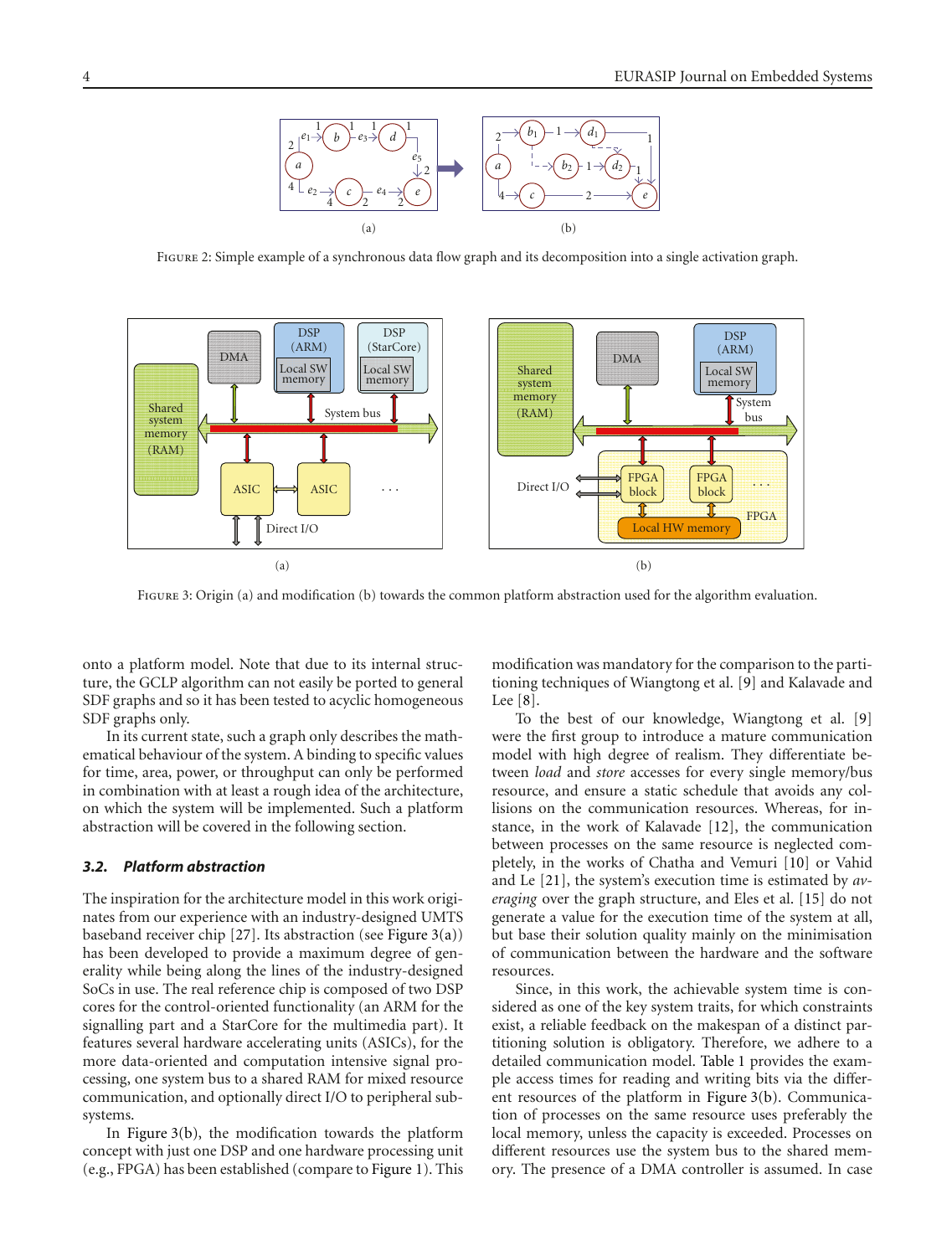FIGURE 2: Simple example of a synchronous data flow graph and its decomposition into a single activation graph.

FIGURE 3: Origin (a) and modification (b) towards the common platform abstraction used for the algorithm evaluation.

onto a platform model. Note that due to its internal structure, the GCLP algorithm can not easily be ported to general SDF graphs and so it has been tested to acyclic homogeneous SDF graphs only.

In its current state, such a graph only describes the mathematical behaviour of the system. A binding to specific values for time, area, power, or throughput can only be performed in combination with at least a rough idea of the architecture, on which the system will be implemented. Such a platform abstraction will be covered in the following section.

### 3.2. Platform abstraction

The inspiration for the architecture model in this work originates from our experience with an industry-designed UMTS baseband receiver chip [27]. Its abstraction (see Figure 3(a)) has been developed to provide a maximum degree of generality while being along the lines of the industry-designed SoCs in use. The real reference chip is composed of two DSP cores for the control-oriented functionality (an ARM for the signalling part and a StarCore for the multimedia part). It features several hardware accelerating units (ASICs), for the more data-oriented and computation intensive signal processing, one system bus to a shared RAM for mixed resource communication, and optionally direct I/O to peripheral subsystems.

In Figure 3(b), the modification towards the platform concept with just one DSP and one hardware processing unit (e.g., FPGA) has been established (compare to Figure 1). This modification was mandatory for the comparison to the partitioning techniques of Wiangtong et al. [9] and Kalavade and Lee [8].

To the best of our knowledge, Wiangtong et al. [9] were the first group to introduce a mature communication model with high degree of realism. They differentiate between *load* and *store* accesses for every single memory/bus resource, and ensure a static schedule that avoids any collisions on the communication resources. Whereas, for instance, in the work of Kalavade [12], the communication between processes on the same resource is neglected completely, in the works of Chatha and Vemuri [10] or Vahid and Le [21], the system's execution time is estimated by *averaging* over the graph structure, and Eles et al. [15] do not generate a value for the execution time of the system at all, but base their solution quality mainly on the minimisation of communication between the hardware and the software resources.

Since, in this work, the achievable system time is considered as one of the key system traits, for which constraints exist, a reliable feedback on the makespan of a distinct partitioning solution is obligatory. Therefore, we adhere to a detailed communication model. Table 1 provides the example access times for reading and writing bits via the different resources of the platform in Figure 3(b). Communication of processes on the same resource uses preferably the local memory, unless the capacity is exceeded. Processes on different resources use the system bus to the shared memory. The presence of a DMA controller is assumed. In case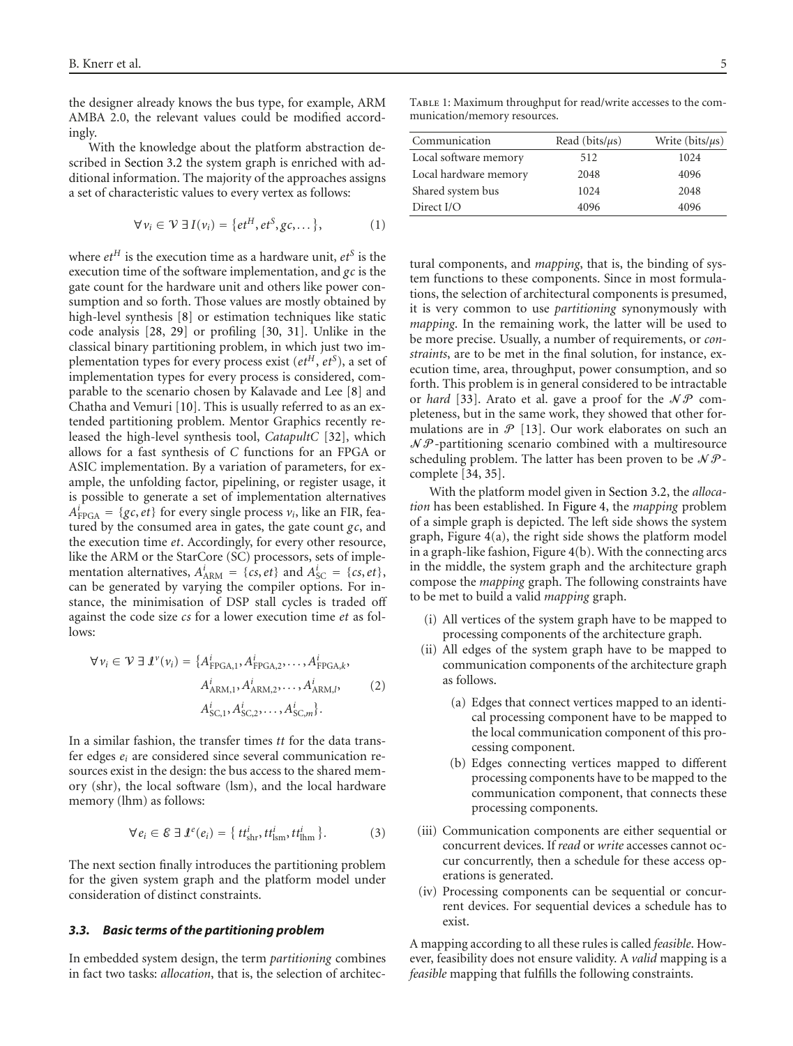the designer already knows the bus type, for example, ARM AMBA 2.0, the relevant values could be modified accordingly.

With the knowledge about the platform abstraction described in Section 3.2 the system graph is enriched with additional information. The majority of the approaches assigns a set of characteristic values to every vertex as follows:

$$\forall v_i \in \mathcal{V} \; \exists \; I(v_i) = \{et^H, et^S, gc, \dots\}, \tag{1}$$

where $et^H$ is the execution time as a hardware unit, $et^S$ is the execution time of the software implementation, and $gc$ is the gate count for the hardware unit and others like power consumption and so forth. Those values are mostly obtained by high-level synthesis [8] or estimation techniques like static code analysis [28, 29] or profiling [30, 31]. Unlike in the classical binary partitioning problem, in which just two implementation types for every process exist ($et^H$, $et^S$), a set of implementation types for every process is considered, comparable to the scenario chosen by Kalavade and Lee [8] and Chatha and Vemuri [10]. This is usually referred to as an extended partitioning problem. Mentor Graphics recently released the high-level synthesis tool, *CatapultC* [32], which allows for a fast synthesis of *C* functions for an FPGA or ASIC implementation. By a variation of parameters, for example, the unfolding factor, pipelining, or register usage, it is possible to generate a set of implementation alternatives $A^i_{\text{FPGA}} = \{gc, et\}$ for every single process $v_i$, like an FIR, featured by the consumed area in gates, the gate count $gc$, and the execution time $et$. Accordingly, for every other resource, like the ARM or the StarCore (SC) processors, sets of implementation alternatives, $A^i_{\text{ARM}} = \{cs, et\}$ and $A^i_{\text{SC}} = \{cs, et\}$, can be generated by varying the compiler options. For instance, the minimisation of DSP stall cycles is traded off against the code size $cs$ for a lower execution time $et$ as follows:

$$\begin{aligned}\forall v_i \in \mathcal{V} \; \exists \; \mathcal{I}^v(v_i) = \{ & A^i_{\text{FPGA},1}, A^i_{\text{FPGA},2}, \dots, A^i_{\text{FPGA},k}, \\ & A^i_{\text{ARM},1}, A^i_{\text{ARM},2}, \dots, A^i_{\text{ARM},l}, \\ & A^i_{\text{SC},1}, A^i_{\text{SC},2}, \dots, A^i_{\text{SC},m}\}.\end{aligned} \tag{2}$$

In a similar fashion, the transfer times $tt$ for the data transfer edges $e_i$ are considered since several communication resources exist in the design: the bus access to the shared memory (shr), the local software (lsm), and the local hardware memory (lhm) as follows:

$$\forall e_i \in \mathcal{E} \; \exists \; \mathcal{I}^e(e_i) = \{ tt^i_{\text{shr}}, tt^i_{\text{lsm}}, tt^i_{\text{lhm}} \}. \tag{3}$$

The next section finally introduces the partitioning problem for the given system graph and the platform model under consideration of distinct constraints.

### 3.3. Basic terms of the partitioning problem

In embedded system design, the term *partitioning* combines in fact two tasks: *allocation*, that is, the selection of architectural components, and *mapping*, that is, the binding of system functions to these components. Since in most formulations, the selection of architectural components is presumed, it is very common to use *partitioning* synonymously with *mapping*. In the remaining work, the latter will be used to be more precise. Usually, a number of requirements, or *constraints*, are to be met in the final solution, for instance, execution time, area, throughput, power consumption, and so forth. This problem is in general considered to be intractable or *hard* [33]. Arato et al. gave a proof for the $\mathcal{NP}$ completeness, but in the same work, they showed that other formulations are in $\mathcal{P}$ [13]. Our work elaborates on such an $\mathcal{NP}$-partitioning scenario combined with a multiresource scheduling problem. The latter has been proven to be $\mathcal{NP}$-complete [34, 35].

With the platform model given in Section 3.2, the *allocation* has been established. In Figure 4, the *mapping* problem of a simple graph is depicted. The left side shows the system graph, Figure 4(a), the right side shows the platform model in a graph-like fashion, Figure 4(b). With the connecting arcs in the middle, the system graph and the architecture graph compose the *mapping* graph. The following constraints have to be met to build a valid *mapping* graph.

- (i) All vertices of the system graph have to be mapped to processing components of the architecture graph.
- (ii) All edges of the system graph have to be mapped to communication components of the architecture graph as follows.
  - (a) Edges that connect vertices mapped to an identical processing component have to be mapped to the local communication component of this processing component.
  - (b) Edges connecting vertices mapped to different processing components have to be mapped to the communication component, that connects these processing components.
- (iii) Communication components are either sequential or concurrent devices. If *read* or *write* accesses cannot occur concurrently, then a schedule for these access operations is generated.
- (iv) Processing components can be sequential or concurrent devices. For sequential devices a schedule has to exist.

A mapping according to all these rules is called *feasible*. However, feasibility does not ensure validity. A *valid* mapping is a *feasible* mapping that fulfills the following constraints.

Table 1: Maximum throughput for read/write accesses to the communication/memory resources.

| Communication | Read (bits/$\mu$s) | Write (bits/$\mu$s) |
|---|---|---|
| Local software memory | 512 | 1024 |
| Local hardware memory | 2048 | 4096 |
| Shared system bus | 1024 | 2048 |
| Direct I/O | 4096 | 4096 |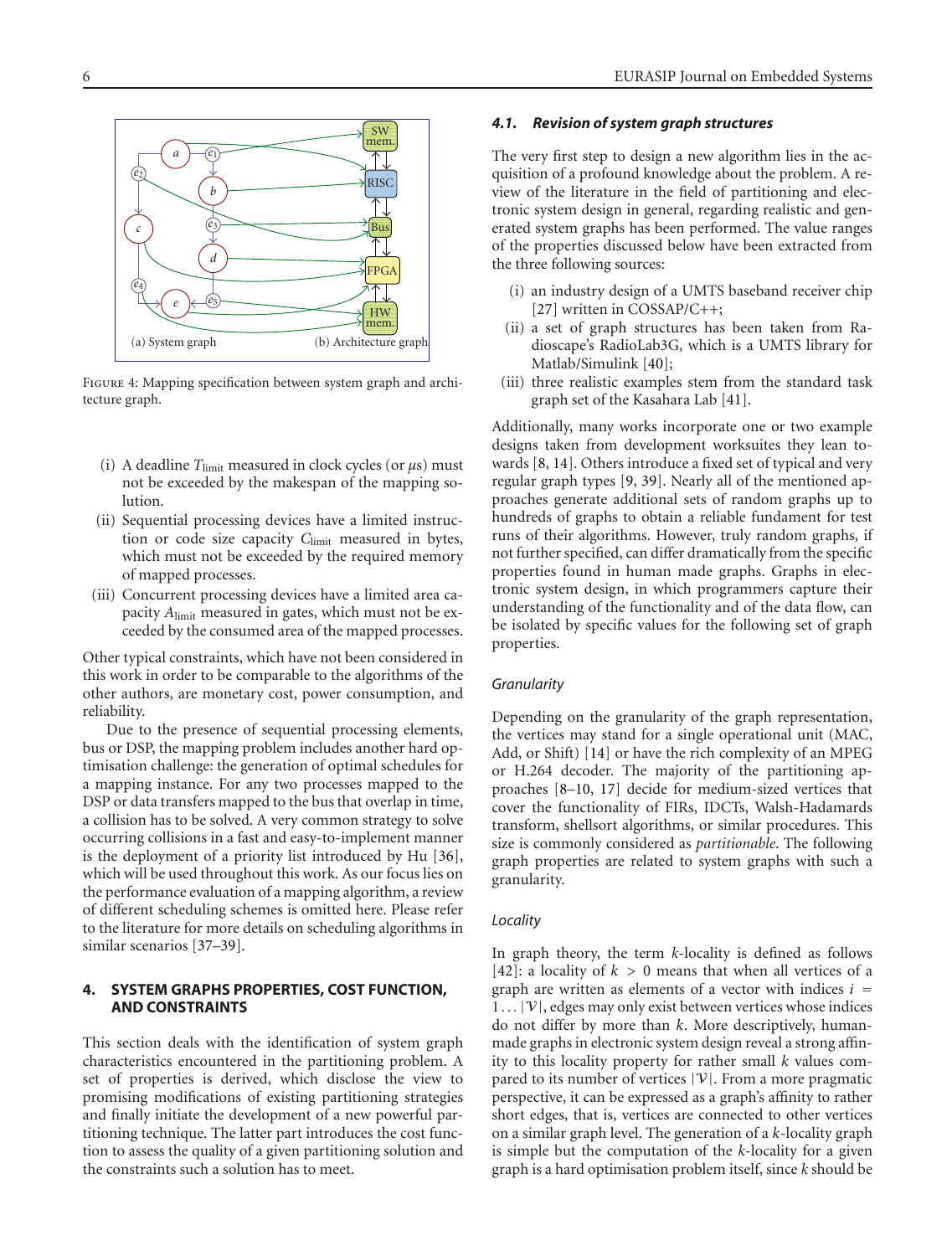(a) System graph

(b) Architecture graph

a
b
c
d
e
$e_1$
$e_2$
$e_3$
$e_4$
$e_5$
SW mem.
RISC
Bus
FPGA
HW mem.

Figure 4: Mapping specification between system graph and architecture graph.

(i) A deadline $T_{\text{limit}}$ measured in clock cycles (or $\mu$s) must not be exceeded by the makespan of the mapping solution.

(ii) Sequential processing devices have a limited instruction or code size capacity $C_{\text{limit}}$ measured in bytes, which must not be exceeded by the required memory of mapped processes.

(iii) Concurrent processing devices have a limited area capacity $A_{\text{limit}}$ measured in gates, which must not be exceeded by the consumed area of the mapped processes.

Other typical constraints, which have not been considered in this work in order to be comparable to the algorithms of the other authors, are monetary cost, power consumption, and reliability.

Due to the presence of sequential processing elements, bus or DSP, the mapping problem includes another hard optimisation challenge: the generation of optimal schedules for a mapping instance. For any two processes mapped to the DSP or data transfers mapped to the bus that overlap in time, a collision has to be solved. A very common strategy to solve occurring collisions in a fast and easy-to-implement manner is the deployment of a priority list introduced by Hu [36], which will be used throughout this work. As our focus lies on the performance evaluation of a mapping algorithm, a review of different scheduling schemes is omitted here. Please refer to the literature for more details on scheduling algorithms in similar scenarios [37–39].

## 4. SYSTEM GRAPHS PROPERTIES, COST FUNCTION, AND CONSTRAINTS

This section deals with the identification of system graph characteristics encountered in the partitioning problem. A set of properties is derived, which disclose the view to promising modifications of existing partitioning strategies and finally initiate the development of a new powerful partitioning technique. The latter part introduces the cost function to assess the quality of a given partitioning solution and the constraints such a solution has to meet.

### 4.1. Revision of system graph structures

The very first step to design a new algorithm lies in the acquisition of a profound knowledge about the problem. A review of the literature in the field of partitioning and electronic system design in general, regarding realistic and generated system graphs has been performed. The value ranges of the properties discussed below have been extracted from the three following sources:

(i) an industry design of a UMTS baseband receiver chip [27] written in COSSAP/C++;

(ii) a set of graph structures has been taken from Radioscape's RadioLab3G, which is a UMTS library for Matlab/Simulink [40];

(iii) three realistic examples stem from the standard task graph set of the Kasahara Lab [41].

Additionally, many works incorporate one or two example designs taken from development worksuites they lean towards [8, 14]. Others introduce a fixed set of typical and very regular graph types [9, 39]. Nearly all of the mentioned approaches generate additional sets of random graphs up to hundreds of graphs to obtain a reliable fundament for test runs of their algorithms. However, truly random graphs, if not further specified, can differ dramatically from the specific properties found in human made graphs. Graphs in electronic system design, in which programmers capture their understanding of the functionality and of the data flow, can be isolated by specific values for the following set of graph properties.

#### Granularity

Depending on the granularity of the graph representation, the vertices may stand for a single operational unit (MAC, Add, or Shift) [14] or have the rich complexity of an MPEG or H.264 decoder. The majority of the partitioning approaches [8–10, 17] decide for medium-sized vertices that cover the functionality of FIRs, IDCTs, Walsh-Hadamards transform, shellsort algorithms, or similar procedures. This size is commonly considered as *partitionable*. The following graph properties are related to system graphs with such a granularity.

#### Locality

In graph theory, the term $k$-locality is defined as follows [42]: a locality of $k > 0$ means that when all vertices of a graph are written as elements of a vector with indices $i = 1 \ldots |\mathcal{V}|$, edges may only exist between vertices whose indices do not differ by more than $k$. More descriptively, human-made graphs in electronic system design reveal a strong affinity to this locality property for rather small $k$ values compared to its number of vertices $|\mathcal{V}|$. From a more pragmatic perspective, it can be expressed as a graph's affinity to rather short edges, that is, vertices are connected to other vertices on a similar graph level. The generation of a $k$-locality graph is simple but the computation of the $k$-locality for a given graph is a hard optimisation problem itself, since $k$ should be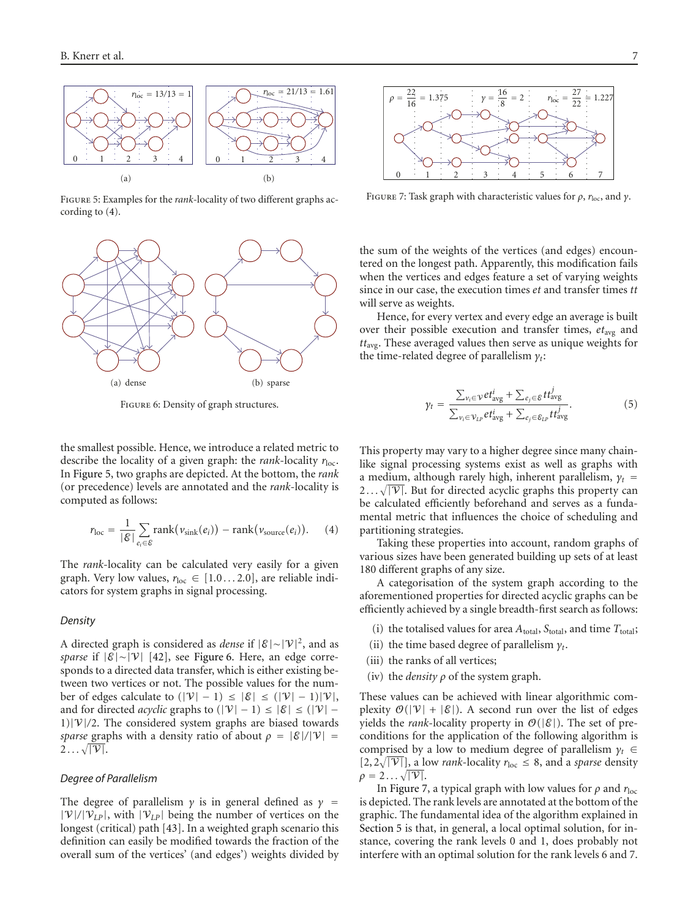Figure 5: Examples for the *rank*-locality of two different graphs according to (4).

Figure 6: Density of graph structures.

the smallest possible. Hence, we introduce a related metric to describe the locality of a given graph: the *rank*-locality $r_{\text{loc}}$. In Figure 5, two graphs are depicted. At the bottom, the *rank* (or precedence) levels are annotated and the *rank*-locality is computed as follows:

$$r_{\text{loc}} = \frac{1}{|\mathcal{E}|} \sum_{e_i \in \mathcal{E}} \text{rank}(v_{\text{sink}}(e_i)) - \text{rank}(v_{\text{source}}(e_i)). \quad (4)$$

The *rank*-locality can be calculated very easily for a given graph. Very low values, $r_{\text{loc}} \in [1.0 \ldots 2.0]$, are reliable indicators for system graphs in signal processing.

### *Density*

A directed graph is considered as *dense* if $|\mathcal{E}| \sim |\mathcal{V}|^2$, and as *sparse* if $|\mathcal{E}| \sim |\mathcal{V}|$ [42], see Figure 6. Here, an edge corresponds to a directed data transfer, which is either existing between two vertices or not. The possible values for the number of edges calculate to $(|\mathcal{V}| - 1) \leq |\mathcal{E}| \leq (|\mathcal{V}| - 1)|\mathcal{V}|$, and for directed *acyclic* graphs to $(|\mathcal{V}| - 1) \leq |\mathcal{E}| \leq (|\mathcal{V}| - 1)|\mathcal{V}|/2$. The considered system graphs are biased towards *sparse* graphs with a density ratio of about $\rho = |\mathcal{E}|/|\mathcal{V}| = 2 \ldots \sqrt{|\mathcal{V}|}$.

### *Degree of Parallelism*

The degree of parallelism $\gamma$ is in general defined as $\gamma = |\mathcal{V}|/|\mathcal{V}_{LP}|$, with $|\mathcal{V}_{LP}|$ being the number of vertices on the longest (critical) path [43]. In a weighted graph scenario this definition can easily be modified towards the fraction of the overall sum of the vertices' (and edges') weights divided by the sum of the weights of the vertices (and edges) encountered on the longest path. Apparently, this modification fails when the vertices and edges feature a set of varying weights since in our case, the execution times *et* and transfer times *tt* will serve as weights.

Hence, for every vertex and every edge an average is built over their possible execution and transfer times, $et_{\text{avg}}$ and $tt_{\text{avg}}$. These averaged values then serve as unique weights for the time-related degree of parallelism $\gamma_t$:

$$\gamma_t = \frac{\sum_{v_i \in \mathcal{V}} et^i_{\text{avg}} + \sum_{e_j \in \mathcal{E}} tt^j_{\text{avg}}}{\sum_{v_i \in \mathcal{V}_{LP}} et^i_{\text{avg}} + \sum_{e_j \in \mathcal{E}_{LP}} tt^j_{\text{avg}}}. \quad (5)$$

This property may vary to a higher degree since many chain-like signal processing systems exist as well as graphs with a medium, although rarely high, inherent parallelism, $\gamma_t = 2 \ldots \sqrt{|\mathcal{V}|}$. But for directed acyclic graphs this property can be calculated efficiently beforehand and serves as a fundamental metric that influences the choice of scheduling and partitioning strategies.

Taking these properties into account, random graphs of various sizes have been generated building up sets of at least 180 different graphs of any size.

A categorisation of the system graph according to the aforementioned properties for directed acyclic graphs can be efficiently achieved by a single breadth-first search as follows:

(i) the totalised values for area $A_{\text{total}}$, $S_{\text{total}}$, and time $T_{\text{total}}$;

(ii) the time based degree of parallelism $\gamma_t$.

(iii) the ranks of all vertices;

(iv) the *density* $\rho$ of the system graph.

These values can be achieved with linear algorithmic complexity $\mathcal{O}(|\mathcal{V}| + |\mathcal{E}|)$. A second run over the list of edges yields the *rank*-locality property in $\mathcal{O}(|\mathcal{E}|)$. The set of preconditions for the application of the following algorithm is comprised by a low to medium degree of parallelism $\gamma_t \in [2, 2\sqrt{|\mathcal{V}|}]$, a low *rank*-locality $r_{\text{loc}} \leq 8$, and a *sparse* density $\rho = 2 \ldots \sqrt{|\mathcal{V}|}$.

In Figure 7, a typical graph with low values for $\rho$ and $r_{\text{loc}}$ is depicted. The rank levels are annotated at the bottom of the graphic. The fundamental idea of the algorithm explained in Section 5 is that, in general, a local optimal solution, for instance, covering the rank levels 0 and 1, does probably not interfere with an optimal solution for the rank levels 6 and 7.

Figure 7: Task graph with characteristic values for $\rho$, $r_{\text{loc}}$, and $\gamma$.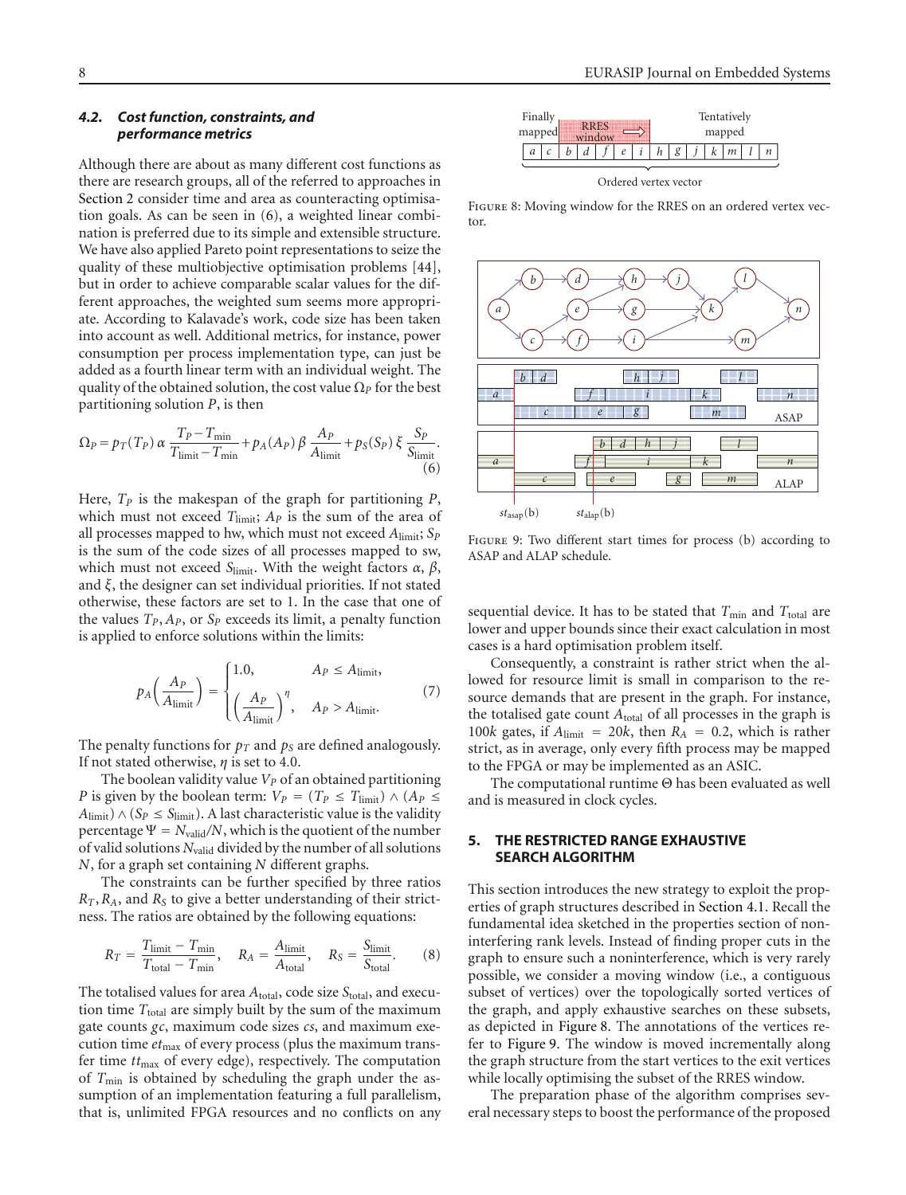### 4.2. Cost function, constraints, and performance metrics

Although there are about as many different cost functions as there are research groups, all of the referred to approaches in Section 2 consider time and area as counteracting optimisation goals. As can be seen in (6), a weighted linear combination is preferred due to its simple and extensible structure. We have also applied Pareto point representations to seize the quality of these multiobjective optimisation problems [44], but in order to achieve comparable scalar values for the different approaches, the weighted sum seems more appropriate. According to Kalavade's work, code size has been taken into account as well. Additional metrics, for instance, power consumption per process implementation type, can just be added as a fourth linear term with an individual weight. The quality of the obtained solution, the cost value $\Omega_P$ for the best partitioning solution $P$, is then

$$\Omega_P = p_T(T_P)\,\alpha\,\frac{T_P - T_{\min}}{T_{\text{limit}} - T_{\min}} + p_A(A_P)\,\beta\,\frac{A_P}{A_{\text{limit}}} + p_S(S_P)\,\xi\,\frac{S_P}{S_{\text{limit}}}. \tag{6}$$

Here, $T_P$ is the makespan of the graph for partitioning $P$, which must not exceed $T_{\text{limit}}$; $A_P$ is the sum of the area of all processes mapped to hw, which must not exceed $A_{\text{limit}}$; $S_P$ is the sum of the code sizes of all processes mapped to sw, which must not exceed $S_{\text{limit}}$. With the weight factors $\alpha$, $\beta$, and $\xi$, the designer can set individual priorities. If not stated otherwise, these factors are set to 1. In the case that one of the values $T_P$, $A_P$, or $S_P$ exceeds its limit, a penalty function is applied to enforce solutions within the limits:

$$p_A\left(\frac{A_P}{A_{\text{limit}}}\right) = \begin{cases} 1.0, & A_P \le A_{\text{limit}}, \\ \left(\dfrac{A_P}{A_{\text{limit}}}\right)^{\eta}, & A_P > A_{\text{limit}}. \end{cases} \tag{7}$$

The penalty functions for $p_T$ and $p_S$ are defined analogously. If not stated otherwise, $\eta$ is set to 4.0.

The boolean validity value $V_P$ of an obtained partitioning $P$ is given by the boolean term: $V_P = (T_P \le T_{\text{limit}}) \wedge (A_P \le A_{\text{limit}}) \wedge (S_P \le S_{\text{limit}})$. A last characteristic value is the validity percentage $\Psi = N_{\text{valid}}/N$, which is the quotient of the number of valid solutions $N_{\text{valid}}$ divided by the number of all solutions $N$, for a graph set containing $N$ different graphs.

The constraints can be further specified by three ratios $R_T$, $R_A$, and $R_S$ to give a better understanding of their strictness. The ratios are obtained by the following equations:

$$R_T = \frac{T_{\text{limit}} - T_{\min}}{T_{\text{total}} - T_{\min}}, \quad R_A = \frac{A_{\text{limit}}}{A_{\text{total}}}, \quad R_S = \frac{S_{\text{limit}}}{S_{\text{total}}}. \tag{8}$$

The totalised values for area $A_{\text{total}}$, code size $S_{\text{total}}$, and execution time $T_{\text{total}}$ are simply built by the sum of the maximum gate counts $gc$, maximum code sizes $cs$, and maximum execution time $et_{\max}$ of every process (plus the maximum transfer time $tt_{\max}$ of every edge), respectively. The computation of $T_{\min}$ is obtained by scheduling the graph under the assumption of an implementation featuring a full parallelism, that is, unlimited FPGA resources and no conflicts on any sequential device. It has to be stated that $T_{\min}$ and $T_{\text{total}}$ are lower and upper bounds since their exact calculation in most cases is a hard optimisation problem itself.

Consequently, a constraint is rather strict when the allowed for resource limit is small in comparison to the resource demands that are present in the graph. For instance, the totalised gate count $A_{\text{total}}$ of all processes in the graph is $100k$ gates, if $A_{\text{limit}} = 20k$, then $R_A = 0.2$, which is rather strict, as in average, only every fifth process may be mapped to the FPGA or may be implemented as an ASIC.

The computational runtime $\Theta$ has been evaluated as well and is measured in clock cycles.

Figure 8: Moving window for the RRES on an ordered vertex vector.

Figure 9: Two different start times for process (b) according to ASAP and ALAP schedule.

## 5. THE RESTRICTED RANGE EXHAUSTIVE SEARCH ALGORITHM

This section introduces the new strategy to exploit the properties of graph structures described in Section 4.1. Recall the fundamental idea sketched in the properties section of noninterfering rank levels. Instead of finding proper cuts in the graph to ensure such a noninterference, which is very rarely possible, we consider a moving window (i.e., a contiguous subset of vertices) over the topologically sorted vertices of the graph, and apply exhaustive searches on these subsets, as depicted in Figure 8. The annotations of the vertices refer to Figure 9. The window is moved incrementally along the graph structure from the start vertices to the exit vertices while locally optimising the subset of the RRES window.

The preparation phase of the algorithm comprises several necessary steps to boost the performance of the proposed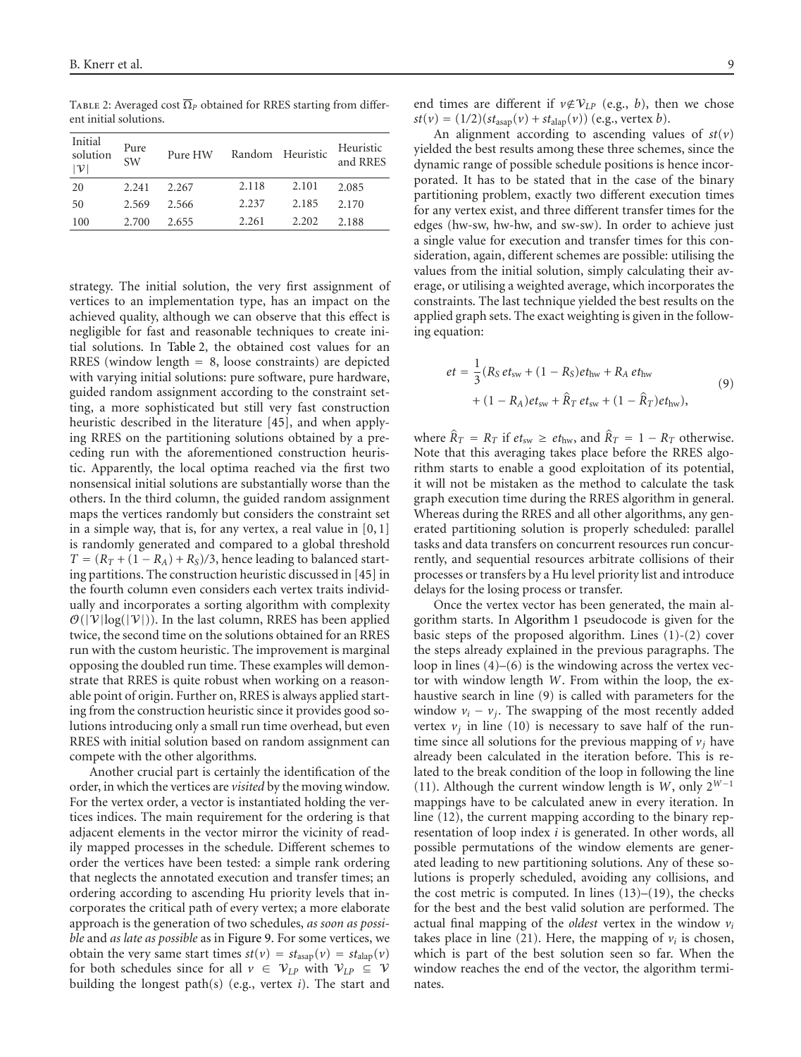Table 2: Averaged cost $\overline{\Omega}_P$ obtained for RRES starting from different initial solutions.

| Initial solution $\|\mathcal{V}\|$ | Pure SW | Pure HW | Random | Heuristic | Heuristic and RRES |
|---|---|---|---|---|---|
| 20 | 2.241 | 2.267 | 2.118 | 2.101 | 2.085 |
| 50 | 2.569 | 2.566 | 2.237 | 2.185 | 2.170 |
| 100 | 2.700 | 2.655 | 2.261 | 2.202 | 2.188 |

strategy. The initial solution, the very first assignment of vertices to an implementation type, has an impact on the achieved quality, although we can observe that this effect is negligible for fast and reasonable techniques to create initial solutions. In Table 2, the obtained cost values for an RRES (window length = 8, loose constraints) are depicted with varying initial solutions: pure software, pure hardware, guided random assignment according to the constraint setting, a more sophisticated but still very fast construction heuristic described in the literature [45], and when applying RRES on the partitioning solutions obtained by a preceding run with the aforementioned construction heuristic. Apparently, the local optima reached via the first two nonsensical initial solutions are substantially worse than the others. In the third column, the guided random assignment maps the vertices randomly but considers the constraint set in a simple way, that is, for any vertex, a real value in $[0, 1]$ is randomly generated and compared to a global threshold $T = (R_T + (1 - R_A) + R_S)/3$, hence leading to balanced starting partitions. The construction heuristic discussed in [45] in the fourth column even considers each vertex traits individually and incorporates a sorting algorithm with complexity $\mathcal{O}(|\mathcal{V}|\log(|\mathcal{V}|))$. In the last column, RRES has been applied twice, the second time on the solutions obtained for an RRES run with the custom heuristic. The improvement is marginal opposing the doubled run time. These examples will demonstrate that RRES is quite robust when working on a reasonable point of origin. Further on, RRES is always applied starting from the construction heuristic since it provides good solutions introducing only a small run time overhead, but even RRES with initial solution based on random assignment can compete with the other algorithms.

Another crucial part is certainly the identification of the order, in which the vertices are *visited* by the moving window. For the vertex order, a vector is instantiated holding the vertices indices. The main requirement for the ordering is that adjacent elements in the vector mirror the vicinity of readily mapped processes in the schedule. Different schemes to order the vertices have been tested: a simple rank ordering that neglects the annotated execution and transfer times; an ordering according to ascending Hu priority levels that incorporates the critical path of every vertex; a more elaborate approach is the generation of two schedules, *as soon as possible* and *as late as possible* as in Figure 9. For some vertices, we obtain the very same start times $st(v) = st_{\text{asap}}(v) = st_{\text{alap}}(v)$ for both schedules since for all $v \in \mathcal{V}_{LP}$ with $\mathcal{V}_{LP} \subseteq \mathcal{V}$ building the longest path(s) (e.g., vertex $i$). The start and end times are different if $v \notin \mathcal{V}_{LP}$ (e.g., $b$), then we chose $st(v) = (1/2)(st_{\text{asap}}(v) + st_{\text{alap}}(v))$ (e.g., vertex $b$).

An alignment according to ascending values of $st(v)$ yielded the best results among these three schemes, since the dynamic range of possible schedule positions is hence incorporated. It has to be stated that in the case of the binary partitioning problem, exactly two different execution times for any vertex exist, and three different transfer times for the edges (hw-sw, hw-hw, and sw-sw). In order to achieve just a single value for execution and transfer times for this consideration, again, different schemes are possible: utilising the values from the initial solution, simply calculating their average, or utilising a weighted average, which incorporates the constraints. The last technique yielded the best results on the applied graph sets. The exact weighting is given in the following equation:

$$
\begin{aligned}
et = \frac{1}{3}\big(&R_S\, et_{\text{sw}} + (1 - R_S)et_{\text{hw}} + R_A\, et_{\text{hw}} \\
&+ (1 - R_A)et_{\text{sw}} + \hat{R}_T\, et_{\text{sw}} + (1 - \hat{R}_T)et_{\text{hw}}\big),
\end{aligned}
\tag{9}
$$

where $\hat{R}_T = R_T$ if $et_{\text{sw}} \geq et_{\text{hw}}$, and $\hat{R}_T = 1 - R_T$ otherwise. Note that this averaging takes place before the RRES algorithm starts to enable a good exploitation of its potential, it will not be mistaken as the method to calculate the task graph execution time during the RRES algorithm in general. Whereas during the RRES and all other algorithms, any generated partitioning solution is properly scheduled: parallel tasks and data transfers on concurrent resources run concurrently, and sequential resources arbitrate collisions of their processes or transfers by a Hu level priority list and introduce delays for the losing process or transfer.

Once the vertex vector has been generated, the main algorithm starts. In Algorithm 1 pseudocode is given for the basic steps of the proposed algorithm. Lines (1)-(2) cover the steps already explained in the previous paragraphs. The loop in lines (4)–(6) is the windowing across the vertex vector with window length $W$. From within the loop, the exhaustive search in line (9) is called with parameters for the window $v_i - v_j$. The swapping of the most recently added vertex $v_j$ in line (10) is necessary to save half of the runtime since all solutions for the previous mapping of $v_j$ have already been calculated in the iteration before. This is related to the break condition of the loop in following the line (11). Although the current window length is $W$, only $2^{W-1}$ mappings have to be calculated anew in every iteration. In line (12), the current mapping according to the binary representation of loop index $i$ is generated. In other words, all possible permutations of the window elements are generated leading to new partitioning solutions. Any of these solutions is properly scheduled, avoiding any collisions, and the cost metric is computed. In lines (13)–(19), the checks for the best and the best valid solution are performed. The actual final mapping of the *oldest* vertex in the window $v_i$ takes place in line (21). Here, the mapping of $v_i$ is chosen, which is part of the best solution seen so far. When the window reaches the end of the vector, the algorithm terminates.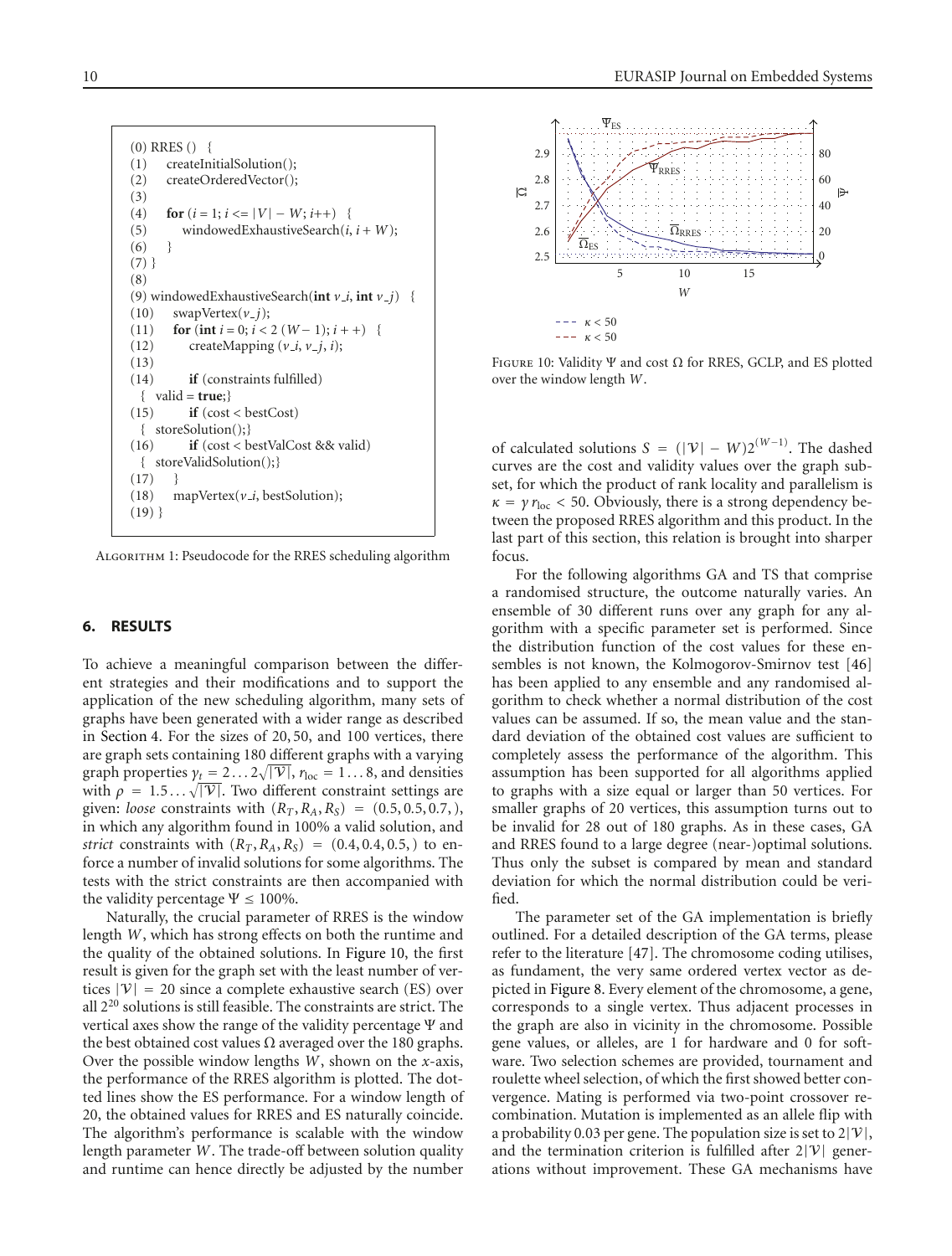```
(0) RRES () {
(1)     createInitialSolution();
(2)     createOrderedVector();
(3)
(4)     for (i = 1; i <= |V| − W; i++) {
(5)         windowedExhaustiveSearch(i, i + W);
(6)     }
(7) }
(8)
(9) windowedExhaustiveSearch(int v_i, int v_j) {
(10)    swapVertex(v_j);
(11)    for (int i = 0; i < 2 (W − 1); i + +) {
(12)        createMapping (v_i, v_j, i);
(13)
(14)        if (constraints fulfilled)
    { valid = true;}
(15)        if (cost < bestCost)
    { storeSolution();}
(16)        if (cost < bestValCost && valid)
    { storeValidSolution();}
(17)    }
(18)    mapVertex(v_i, bestSolution);
(19) }
```

Algorithm 1: Pseudocode for the RRES scheduling algorithm

## 6. RESULTS

To achieve a meaningful comparison between the different strategies and their modifications and to support the application of the new scheduling algorithm, many sets of graphs have been generated with a wider range as described in Section 4. For the sizes of 20, 50, and 100 vertices, there are graph sets containing 180 different graphs with a varying graph properties $\gamma_t = 2 \dots 2\sqrt{|\mathcal{V}|}$, $r_{\text{loc}} = 1 \dots 8$, and densities with $\rho = 1.5 \dots \sqrt{|\mathcal{V}|}$. Two different constraint settings are given: *loose* constraints with $(R_T, R_A, R_S) = (0.5, 0.5, 0.7,)$, in which any algorithm found in 100% a valid solution, and *strict* constraints with $(R_T, R_A, R_S) = (0.4, 0.4, 0.5,)$ to enforce a number of invalid solutions for some algorithms. The tests with the strict constraints are then accompanied with the validity percentage $\Psi \leq 100\%$.

Naturally, the crucial parameter of RRES is the window length $W$, which has strong effects on both the runtime and the quality of the obtained solutions. In Figure 10, the first result is given for the graph set with the least number of vertices $|\mathcal{V}| = 20$ since a complete exhaustive search (ES) over all $2^{20}$ solutions is still feasible. The constraints are strict. The vertical axes show the range of the validity percentage $\Psi$ and the best obtained cost values $\Omega$ averaged over the 180 graphs. Over the possible window lengths $W$, shown on the $x$-axis, the performance of the RRES algorithm is plotted. The dotted lines show the ES performance. For a window length of 20, the obtained values for RRES and ES naturally coincide. The algorithm's performance is scalable with the window length parameter $W$. The trade-off between solution quality and runtime can hence directly be adjusted by the number of calculated solutions $S = (|\mathcal{V}| - W)2^{(W-1)}$. The dashed curves are the cost and validity values over the graph subset, for which the product of rank locality and parallelism is $\kappa = \gamma r_{\text{loc}} < 50$. Obviously, there is a strong dependency between the proposed RRES algorithm and this product. In the last part of this section, this relation is brought into sharper focus.

Figure 10: Validity $\Psi$ and cost $\Omega$ for RRES, GCLP, and ES plotted over the window length $W$.

For the following algorithms GA and TS that comprise a randomised structure, the outcome naturally varies. An ensemble of 30 different runs over any graph for any algorithm with a specific parameter set is performed. Since the distribution function of the cost values for these ensembles is not known, the Kolmogorov-Smirnov test [46] has been applied to any ensemble and any randomised algorithm to check whether a normal distribution of the cost values can be assumed. If so, the mean value and the standard deviation of the obtained cost values are sufficient to completely assess the performance of the algorithm. This assumption has been supported for all algorithms applied to graphs with a size equal or larger than 50 vertices. For smaller graphs of 20 vertices, this assumption turns out to be invalid for 28 out of 180 graphs. As in these cases, GA and RRES found to a large degree (near-)optimal solutions. Thus only the subset is compared by mean and standard deviation for which the normal distribution could be verified.

The parameter set of the GA implementation is briefly outlined. For a detailed description of the GA terms, please refer to the literature [47]. The chromosome coding utilises, as fundament, the very same ordered vertex vector as depicted in Figure 8. Every element of the chromosome, a gene, corresponds to a single vertex. Thus adjacent processes in the graph are also in vicinity in the chromosome. Possible gene values, or alleles, are 1 for hardware and 0 for software. Two selection schemes are provided, tournament and roulette wheel selection, of which the first showed better convergence. Mating is performed via two-point crossover recombination. Mutation is implemented as an allele flip with a probability 0.03 per gene. The population size is set to $2|\mathcal{V}|$, and the termination criterion is fulfilled after $2|\mathcal{V}|$ generations without improvement. These GA mechanisms have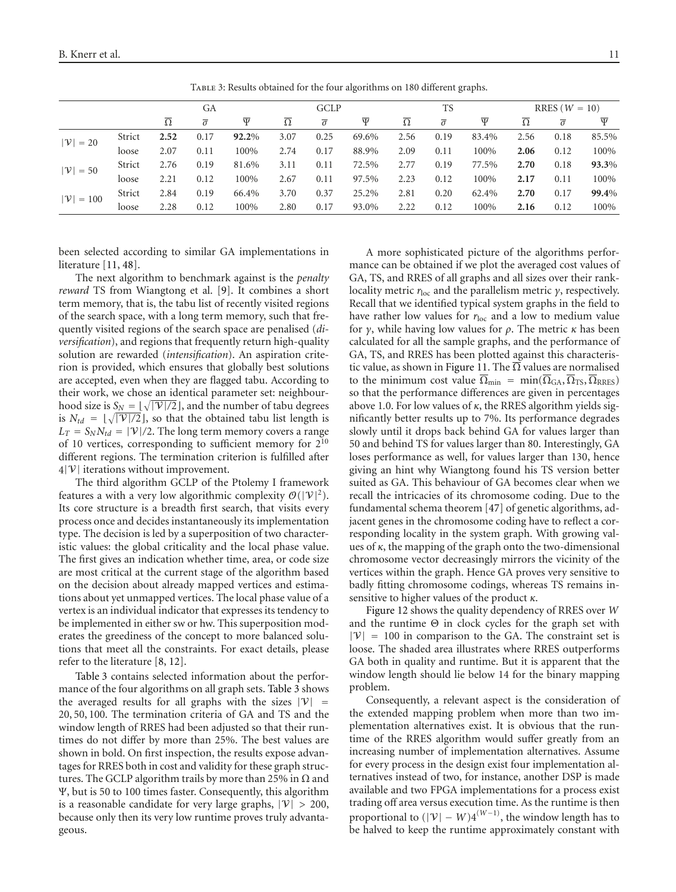Table 3: Results obtained for the four algorithms on 180 different graphs.

| | | GA | | | GCLP | | | TS | | | RRES ($W$ = 10) | | |
|---|---|---|---|---|---|---|---|---|---|---|---|---|---|
| | | $\overline{\Omega}$ | $\overline{\sigma}$ | $\overline{\Psi}$ | $\overline{\Omega}$ | $\overline{\sigma}$ | $\overline{\Psi}$ | $\overline{\Omega}$ | $\overline{\sigma}$ | $\overline{\Psi}$ | $\overline{\Omega}$ | $\overline{\sigma}$ | $\overline{\Psi}$ |
| $\lvert\mathcal{V}\rvert = 20$ | Strict | **2.52** | 0.17 | **92.2**% | 3.07 | 0.25 | 69.6% | 2.56 | 0.19 | 83.4% | 2.56 | 0.18 | 85.5% |
| | loose | 2.07 | 0.11 | 100% | 2.74 | 0.17 | 88.9% | 2.09 | 0.11 | 100% | **2.06** | 0.12 | 100% |
| $\lvert\mathcal{V}\rvert = 50$ | Strict | 2.76 | 0.19 | 81.6% | 3.11 | 0.11 | 72.5% | 2.77 | 0.19 | 77.5% | **2.70** | 0.18 | **93.3**% |
| | loose | 2.21 | 0.12 | 100% | 2.67 | 0.11 | 97.5% | 2.23 | 0.12 | 100% | **2.17** | 0.11 | 100% |
| $\lvert\mathcal{V}\rvert = 100$ | Strict | 2.84 | 0.19 | 66.4% | 3.70 | 0.37 | 25.2% | 2.81 | 0.20 | 62.4% | **2.70** | 0.17 | **99.4**% |
| | loose | 2.28 | 0.12 | 100% | 2.80 | 0.17 | 93.0% | 2.22 | 0.12 | 100% | **2.16** | 0.12 | 100% |

been selected according to similar GA implementations in literature [11, 48].

The next algorithm to benchmark against is the *penalty reward* TS from Wiangtong et al. [9]. It combines a short term memory, that is, the tabu list of recently visited regions of the search space, with a long term memory, such that frequently visited regions of the search space are penalised (*diversification*), and regions that frequently return high-quality solution are rewarded (*intensification*). An aspiration criterion is provided, which ensures that globally best solutions are accepted, even when they are flagged tabu. According to their work, we chose an identical parameter set: neighbourhood size is $S_N = \lfloor\sqrt{|\mathcal{V}|/2}\rfloor$, and the number of tabu degrees is $N_{td} = \lfloor\sqrt{|\mathcal{V}|/2}\rfloor$, so that the obtained tabu list length is $L_T = S_N N_{td} = |\mathcal{V}|/2$. The long term memory covers a range of 10 vertices, corresponding to sufficient memory for $2^{10}$ different regions. The termination criterion is fulfilled after $4|\mathcal{V}|$ iterations without improvement.

The third algorithm GCLP of the Ptolemy I framework features a with a very low algorithmic complexity $\mathcal{O}(|\mathcal{V}|^2)$. Its core structure is a breadth first search, that visits every process once and decides instantaneously its implementation type. The decision is led by a superposition of two characteristic values: the global criticality and the local phase value. The first gives an indication whether time, area, or code size are most critical at the current stage of the algorithm based on the decision about already mapped vertices and estimations about yet unmapped vertices. The local phase value of a vertex is an individual indicator that expresses its tendency to be implemented in either sw or hw. This superposition moderates the greediness of the concept to more balanced solutions that meet all the constraints. For exact details, please refer to the literature [8, 12].

Table 3 contains selected information about the performance of the four algorithms on all graph sets. Table 3 shows the averaged results for all graphs with the sizes $|\mathcal{V}| = 20, 50, 100$. The termination criteria of GA and TS and the window length of RRES had been adjusted so that their runtimes do not differ by more than 25%. The best values are shown in bold. On first inspection, the results expose advantages for RRES both in cost and validity for these graph structures. The GCLP algorithm trails by more than 25% in $\Omega$ and $\Psi$, but is 50 to 100 times faster. Consequently, this algorithm is a reasonable candidate for very large graphs, $|\mathcal{V}| > 200$, because only then its very low runtime proves truly advantageous.

A more sophisticated picture of the algorithms performance can be obtained if we plot the averaged cost values of GA, TS, and RRES of all graphs and all sizes over their rank-locality metric $r_{\text{loc}}$ and the parallelism metric $\gamma$, respectively. Recall that we identified typical system graphs in the field to have rather low values for $r_{\text{loc}}$ and a low to medium value for $\gamma$, while having low values for $\rho$. The metric $\kappa$ has been calculated for all the sample graphs, and the performance of GA, TS, and RRES has been plotted against this characteristic value, as shown in Figure 11. The $\overline{\Omega}$ values are normalised to the minimum cost value $\overline{\Omega}_{\min} = \min(\overline{\Omega}_{\text{GA}}, \overline{\Omega}_{\text{TS}}, \overline{\Omega}_{\text{RRES}})$ so that the performance differences are given in percentages above 1.0. For low values of $\kappa$, the RRES algorithm yields significantly better results up to 7%. Its performance degrades slowly until it drops back behind GA for values larger than 50 and behind TS for values larger than 80. Interestingly, GA loses performance as well, for values larger than 130, hence giving an hint why Wiangtong found his TS version better suited as GA. This behaviour of GA becomes clear when we recall the intricacies of its chromosome coding. Due to the fundamental schema theorem [47] of genetic algorithms, adjacent genes in the chromosome coding have to reflect a corresponding locality in the system graph. With growing values of $\kappa$, the mapping of the graph onto the two-dimensional chromosome vector decreasingly mirrors the vicinity of the vertices within the graph. Hence GA proves very sensitive to badly fitting chromosome codings, whereas TS remains insensitive to higher values of the product $\kappa$.

Figure 12 shows the quality dependency of RRES over $W$ and the runtime $\Theta$ in clock cycles for the graph set with $|\mathcal{V}| = 100$ in comparison to the GA. The constraint set is loose. The shaded area illustrates where RRES outperforms GA both in quality and runtime. But it is apparent that the window length should lie below 14 for the binary mapping problem.

Consequently, a relevant aspect is the consideration of the extended mapping problem when more than two implementation alternatives exist. It is obvious that the runtime of the RRES algorithm would suffer greatly from an increasing number of implementation alternatives. Assume for every process in the design exist four implementation alternatives instead of two, for instance, another DSP is made available and two FPGA implementations for a process exist trading off area versus execution time. As the runtime is then proportional to $(|\mathcal{V}| - W)4^{(W-1)}$, the window length has to be halved to keep the runtime approximately constant with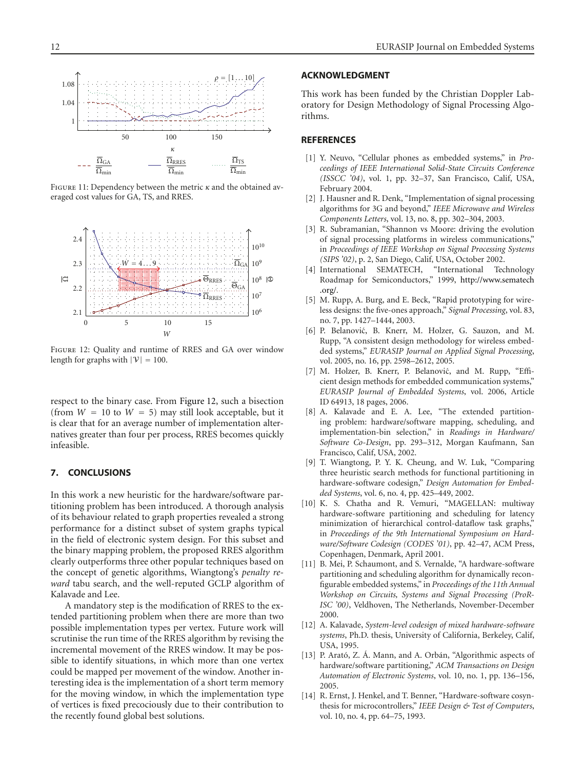FIGURE 11: Dependency between the metric $\kappa$ and the obtained averaged cost values for GA, TS, and RRES.

FIGURE 12: Quality and runtime of RRES and GA over window length for graphs with $|\mathcal{V}| = 100$.

respect to the binary case. From Figure 12, such a bisection (from $W = 10$ to $W = 5$) may still look acceptable, but it is clear that for an average number of implementation alternatives greater than four per process, RRES becomes quickly infeasible.

## 7. CONCLUSIONS

In this work a new heuristic for the hardware/software partitioning problem has been introduced. A thorough analysis of its behaviour related to graph properties revealed a strong performance for a distinct subset of system graphs typical in the field of electronic system design. For this subset and the binary mapping problem, the proposed RRES algorithm clearly outperforms three other popular techniques based on the concept of genetic algorithms, Wiangtong's *penalty reward* tabu search, and the well-reputed GCLP algorithm of Kalavade and Lee.

A mandatory step is the modification of RRES to the extended partitioning problem when there are more than two possible implementation types per vertex. Future work will scrutinise the run time of the RRES algorithm by revising the incremental movement of the RRES window. It may be possible to identify situations, in which more than one vertex could be mapped per movement of the window. Another interesting idea is the implementation of a short term memory for the moving window, in which the implementation type of vertices is fixed precociously due to their contribution to the recently found global best solutions.

## ACKNOWLEDGMENT

This work has been funded by the Christian Doppler Laboratory for Design Methodology of Signal Processing Algorithms.

## REFERENCES

[1] Y. Neuvo, "Cellular phones as embedded systems," in *Proceedings of IEEE International Solid-State Circuits Conference (ISSCC '04)*, vol. 1, pp. 32–37, San Francisco, Calif, USA, February 2004.

[2] J. Hausner and R. Denk, "Implementation of signal processing algorithms for 3G and beyond," *IEEE Microwave and Wireless Components Letters*, vol. 13, no. 8, pp. 302–304, 2003.

[3] R. Subramanian, "Shannon vs Moore: driving the evolution of signal processing platforms in wireless communications," in *Proceedings of IEEE Workshop on Signal Processing Systems (SIPS '02)*, p. 2, San Diego, Calif, USA, October 2002.

[4] International SEMATECH, "International Technology Roadmap for Semiconductors," 1999, http://www.sematech.org/.

[5] M. Rupp, A. Burg, and E. Beck, "Rapid prototyping for wireless designs: the five-ones approach," *Signal Processing*, vol. 83, no. 7, pp. 1427–1444, 2003.

[6] P. Belanović, B. Knerr, M. Holzer, G. Sauzon, and M. Rupp, "A consistent design methodology for wireless embedded systems," *EURASIP Journal on Applied Signal Processing*, vol. 2005, no. 16, pp. 2598–2612, 2005.

[7] M. Holzer, B. Knerr, P. Belanović, and M. Rupp, "Efficient design methods for embedded communication systems," *EURASIP Journal of Embedded Systems*, vol. 2006, Article ID 64913, 18 pages, 2006.

[8] A. Kalavade and E. A. Lee, "The extended partitioning problem: hardware/software mapping, scheduling, and implementation-bin selection," in *Readings in Hardware/Software Co-Design*, pp. 293–312, Morgan Kaufmann, San Francisco, Calif, USA, 2002.

[9] T. Wiangtong, P. Y. K. Cheung, and W. Luk, "Comparing three heuristic search methods for functional partitioning in hardware-software codesign," *Design Automation for Embedded Systems*, vol. 6, no. 4, pp. 425–449, 2002.

[10] K. S. Chatha and R. Vemuri, "MAGELLAN: multiway hardware-software partitioning and scheduling for latency minimization of hierarchical control-dataflow task graphs," in *Proceedings of the 9th International Symposium on Hardware/Software Codesign (CODES '01)*, pp. 42–47, ACM Press, Copenhagen, Denmark, April 2001.

[11] B. Mei, P. Schaumont, and S. Vernalde, "A hardware-software partitioning and scheduling algorithm for dynamically reconfigurable embedded systems," in *Proceedings of the 11th Annual Workshop on Circuits, Systems and Signal Processing (ProRISC '00)*, Veldhoven, The Netherlands, November-December 2000.

[12] A. Kalavade, *System-level codesign of mixed hardware-software systems*, Ph.D. thesis, University of California, Berkeley, Calif, USA, 1995.

[13] P. Arató, Z. Á. Mann, and A. Orbán, "Algorithmic aspects of hardware/software partitioning," *ACM Transactions on Design Automation of Electronic Systems*, vol. 10, no. 1, pp. 136–156, 2005.

[14] R. Ernst, J. Henkel, and T. Benner, "Hardware-software cosynthesis for microcontrollers," *IEEE Design & Test of Computers*, vol. 10, no. 4, pp. 64–75, 1993.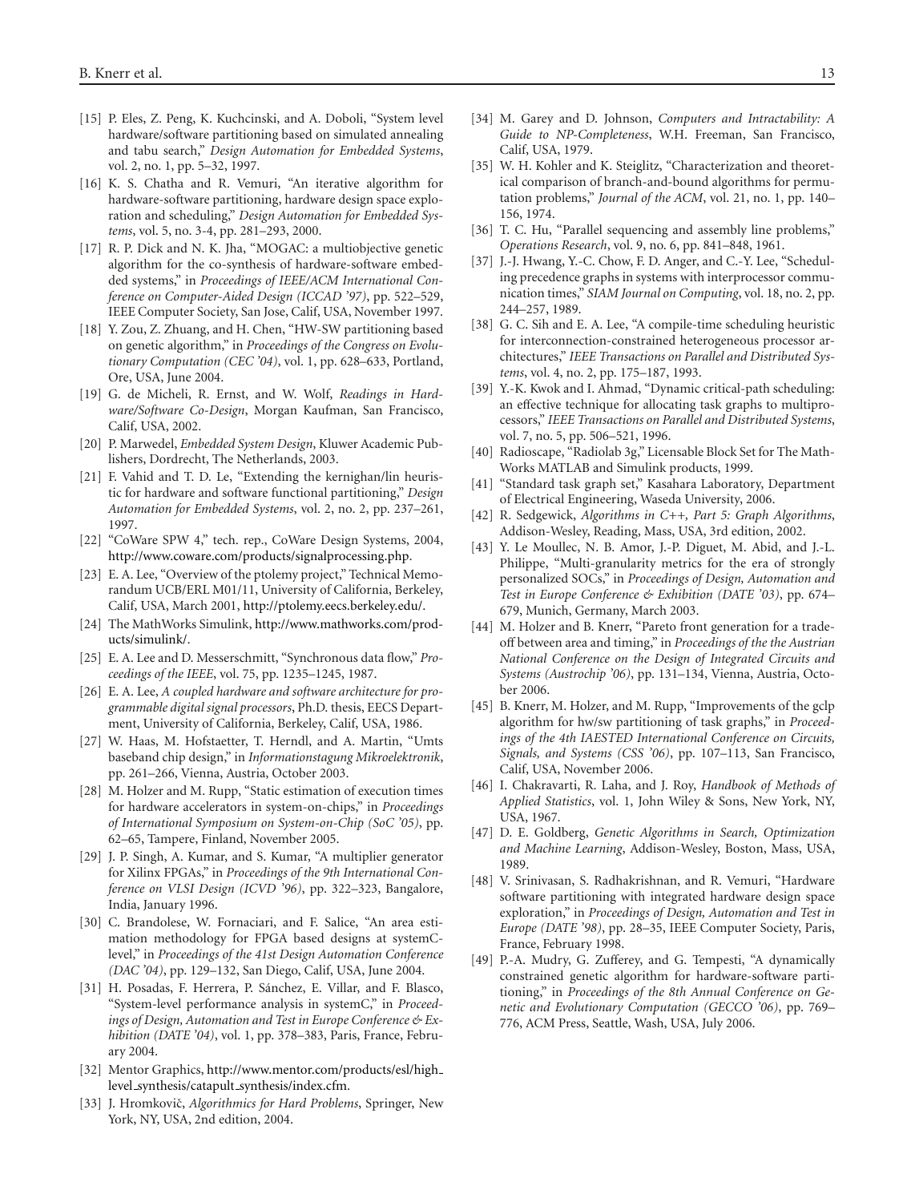[15] P. Eles, Z. Peng, K. Kuchcinski, and A. Doboli, "System level hardware/software partitioning based on simulated annealing and tabu search," *Design Automation for Embedded Systems*, vol. 2, no. 1, pp. 5–32, 1997.

[16] K. S. Chatha and R. Vemuri, "An iterative algorithm for hardware-software partitioning, hardware design space exploration and scheduling," *Design Automation for Embedded Systems*, vol. 5, no. 3-4, pp. 281–293, 2000.

[17] R. P. Dick and N. K. Jha, "MOGAC: a multiobjective genetic algorithm for the co-synthesis of hardware-software embedded systems," in *Proceedings of IEEE/ACM International Conference on Computer-Aided Design (ICCAD '97)*, pp. 522–529, IEEE Computer Society, San Jose, Calif, USA, November 1997.

[18] Y. Zou, Z. Zhuang, and H. Chen, "HW-SW partitioning based on genetic algorithm," in *Proceedings of the Congress on Evolutionary Computation (CEC '04)*, vol. 1, pp. 628–633, Portland, Ore, USA, June 2004.

[19] G. de Micheli, R. Ernst, and W. Wolf, *Readings in Hardware/Software Co-Design*, Morgan Kaufman, San Francisco, Calif, USA, 2002.

[20] P. Marwedel, *Embedded System Design*, Kluwer Academic Publishers, Dordrecht, The Netherlands, 2003.

[21] F. Vahid and T. D. Le, "Extending the kernighan/lin heuristic for hardware and software functional partitioning," *Design Automation for Embedded Systems*, vol. 2, no. 2, pp. 237–261, 1997.

[22] "CoWare SPW 4," tech. rep., CoWare Design Systems, 2004, http://www.coware.com/products/signalprocessing.php.

[23] E. A. Lee, "Overview of the ptolemy project," Technical Memorandum UCB/ERL M01/11, University of California, Berkeley, Calif, USA, March 2001, http://ptolemy.eecs.berkeley.edu/.

[24] The MathWorks Simulink, http://www.mathworks.com/products/simulink/.

[25] E. A. Lee and D. Messerschmitt, "Synchronous data flow," *Proceedings of the IEEE*, vol. 75, pp. 1235–1245, 1987.

[26] E. A. Lee, *A coupled hardware and software architecture for programmable digital signal processors*, Ph.D. thesis, EECS Department, University of California, Berkeley, Calif, USA, 1986.

[27] W. Haas, M. Hofstaetter, T. Herndl, and A. Martin, "Umts baseband chip design," in *Informationstagung Mikroelektronik*, pp. 261–266, Vienna, Austria, October 2003.

[28] M. Holzer and M. Rupp, "Static estimation of execution times for hardware accelerators in system-on-chips," in *Proceedings of International Symposium on System-on-Chip (SoC '05)*, pp. 62–65, Tampere, Finland, November 2005.

[29] J. P. Singh, A. Kumar, and S. Kumar, "A multiplier generator for Xilinx FPGAs," in *Proceedings of the 9th International Conference on VLSI Design (ICVD '96)*, pp. 322–323, Bangalore, India, January 1996.

[30] C. Brandolese, W. Fornaciari, and F. Salice, "An area estimation methodology for FPGA based designs at systemC-level," in *Proceedings of the 41st Design Automation Conference (DAC '04)*, pp. 129–132, San Diego, Calif, USA, June 2004.

[31] H. Posadas, F. Herrera, P. Sánchez, E. Villar, and F. Blasco, "System-level performance analysis in systemC," in *Proceedings of Design, Automation and Test in Europe Conference & Exhibition (DATE '04)*, vol. 1, pp. 378–383, Paris, France, February 2004.

[32] Mentor Graphics, http://www.mentor.com/products/esl/high_level_synthesis/catapult_synthesis/index.cfm.

[33] J. Hromkovič, *Algorithmics for Hard Problems*, Springer, New York, NY, USA, 2nd edition, 2004.

[34] M. Garey and D. Johnson, *Computers and Intractability: A Guide to NP-Completeness*, W.H. Freeman, San Francisco, Calif, USA, 1979.

[35] W. H. Kohler and K. Steiglitz, "Characterization and theoretical comparison of branch-and-bound algorithms for permutation problems," *Journal of the ACM*, vol. 21, no. 1, pp. 140–156, 1974.

[36] T. C. Hu, "Parallel sequencing and assembly line problems," *Operations Research*, vol. 9, no. 6, pp. 841–848, 1961.

[37] J.-J. Hwang, Y.-C. Chow, F. D. Anger, and C.-Y. Lee, "Scheduling precedence graphs in systems with interprocessor communication times," *SIAM Journal on Computing*, vol. 18, no. 2, pp. 244–257, 1989.

[38] G. C. Sih and E. A. Lee, "A compile-time scheduling heuristic for interconnection-constrained heterogeneous processor architectures," *IEEE Transactions on Parallel and Distributed Systems*, vol. 4, no. 2, pp. 175–187, 1993.

[39] Y.-K. Kwok and I. Ahmad, "Dynamic critical-path scheduling: an effective technique for allocating task graphs to multiprocessors," *IEEE Transactions on Parallel and Distributed Systems*, vol. 7, no. 5, pp. 506–521, 1996.

[40] Radioscape, "Radiolab 3g," Licensable Block Set for The MathWorks MATLAB and Simulink products, 1999.

[41] "Standard task graph set," Kasahara Laboratory, Department of Electrical Engineering, Waseda University, 2006.

[42] R. Sedgewick, *Algorithms in C++, Part 5: Graph Algorithms*, Addison-Wesley, Reading, Mass, USA, 3rd edition, 2002.

[43] Y. Le Moullec, N. B. Amor, J.-P. Diguet, M. Abid, and J.-L. Philippe, "Multi-granularity metrics for the era of strongly personalized SOCs," in *Proceedings of Design, Automation and Test in Europe Conference & Exhibition (DATE '03)*, pp. 674–679, Munich, Germany, March 2003.

[44] M. Holzer and B. Knerr, "Pareto front generation for a trade-off between area and timing," in *Proceedings of the the Austrian National Conference on the Design of Integrated Circuits and Systems (Austrochip '06)*, pp. 131–134, Vienna, Austria, October 2006.

[45] B. Knerr, M. Holzer, and M. Rupp, "Improvements of the gclp algorithm for hw/sw partitioning of task graphs," in *Proceedings of the 4th IAESTED International Conference on Circuits, Signals, and Systems (CSS '06)*, pp. 107–113, San Francisco, Calif, USA, November 2006.

[46] I. Chakravarti, R. Laha, and J. Roy, *Handbook of Methods of Applied Statistics*, vol. 1, John Wiley & Sons, New York, NY, USA, 1967.

[47] D. E. Goldberg, *Genetic Algorithms in Search, Optimization and Machine Learning*, Addison-Wesley, Boston, Mass, USA, 1989.

[48] V. Srinivasan, S. Radhakrishnan, and R. Vemuri, "Hardware software partitioning with integrated hardware design space exploration," in *Proceedings of Design, Automation and Test in Europe (DATE '98)*, pp. 28–35, IEEE Computer Society, Paris, France, February 1998.

[49] P.-A. Mudry, G. Zufferey, and G. Tempesti, "A dynamically constrained genetic algorithm for hardware-software partitioning," in *Proceedings of the 8th Annual Conference on Genetic and Evolutionary Computation (GECCO '06)*, pp. 769–776, ACM Press, Seattle, Wash, USA, July 2006.